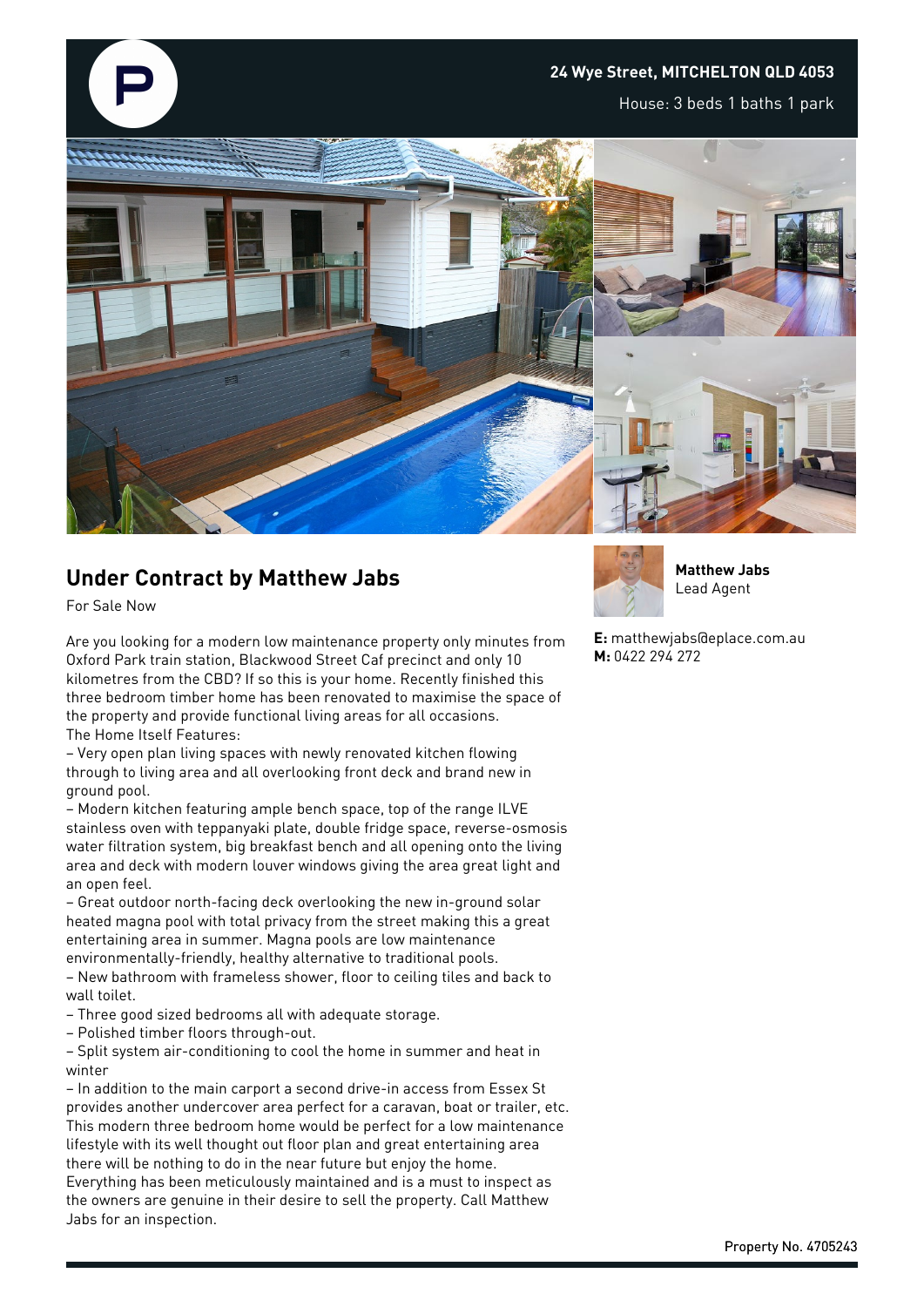**24 Wye Street, MITCHELTON QLD 4053**

House: 3 beds 1 baths 1 park

## Under Contract by Matthew Jabs

For Sale Now

Are you looking for a modern low maintenance property only minutes from Oxford Park train station, Blackwood Street Caf precinct and only 10 kilometres from the CBD? If so this is your home. Recently finished this three bedroom timber home has been renovated to maximise the space of the property and provide functional living areas for all occasions.
The Home Itself Features:

– Very open plan living spaces with newly renovated kitchen flowing through to living area and all overlooking front deck and brand new in ground pool.
– Modern kitchen featuring ample bench space, top of the range ILVE stainless oven with teppanyaki plate, double fridge space, reverse-osmosis water filtration system, big breakfast bench and all opening onto the living area and deck with modern louver windows giving the area great light and an open feel.
– Great outdoor north-facing deck overlooking the new in-ground solar heated magna pool with total privacy from the street making this a great entertaining area in summer. Magna pools are low maintenance environmentally-friendly, healthy alternative to traditional pools.
– New bathroom with frameless shower, floor to ceiling tiles and back to wall toilet.
– Three good sized bedrooms all with adequate storage.
– Polished timber floors through-out.
– Split system air-conditioning to cool the home in summer and heat in winter
– In addition to the main carport a second drive-in access from Essex St provides another undercover area perfect for a caravan, boat or trailer, etc.

This modern three bedroom home would be perfect for a low maintenance lifestyle with its well thought out floor plan and great entertaining area there will be nothing to do in the near future but enjoy the home.
Everything has been meticulously maintained and is a must to inspect as the owners are genuine in their desire to sell the property. Call Matthew Jabs for an inspection.

**Matthew Jabs**
Lead Agent

**E:** matthewjabs@eplace.com.au
**M:** 0422 294 272

Property No. 4705243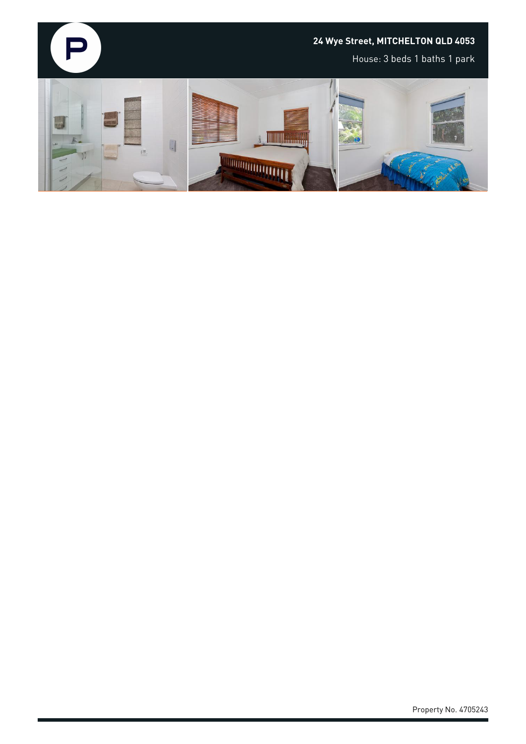**24 Wye Street, MITCHELTON QLD 4053**

House: 3 beds 1 baths 1 park

Property No. 4705243